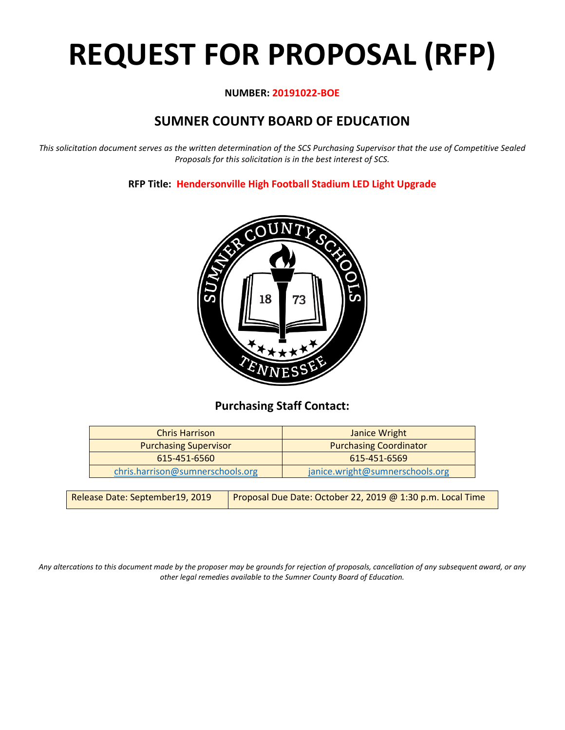# REQUEST FOR PROPOSAL (RFP)

**NUMBER: 20191022-BOE**

## SUMNER COUNTY BOARD OF EDUCATION

*This solicitation document serves as the written determination of the SCS Purchasing Supervisor that the use of Competitive Sealed Proposals for this solicitation is in the best interest of SCS.*

**RFP Title: Hendersonville High Football Stadium LED Light Upgrade**

### Purchasing Staff Contact:

| Chris Harrison | Janice Wright |
|---|---|
| Purchasing Supervisor | Purchasing Coordinator |
| 615-451-6560 | 615-451-6569 |
| chris.harrison@sumnerschools.org | janice.wright@sumnerschools.org |

| Release Date: September19, 2019 | Proposal Due Date: October 22, 2019 @ 1:30 p.m. Local Time |
|---|---|

*Any altercations to this document made by the proposer may be grounds for rejection of proposals, cancellation of any subsequent award, or any other legal remedies available to the Sumner County Board of Education.*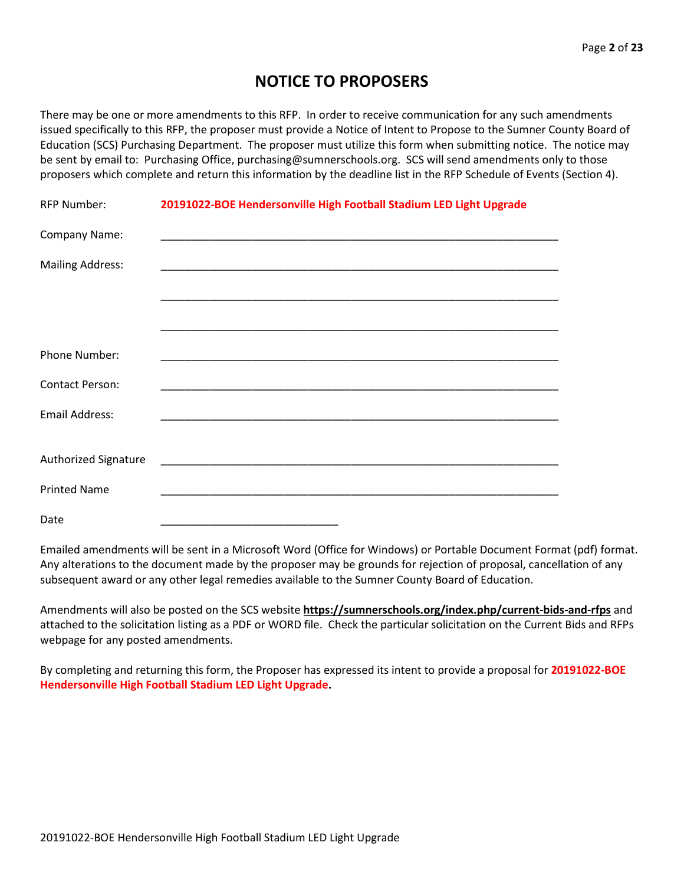# NOTICE TO PROPOSERS

There may be one or more amendments to this RFP. In order to receive communication for any such amendments issued specifically to this RFP, the proposer must provide a Notice of Intent to Propose to the Sumner County Board of Education (SCS) Purchasing Department. The proposer must utilize this form when submitting notice. The notice may be sent by email to: Purchasing Office, purchasing@sumnerschools.org. SCS will send amendments only to those proposers which complete and return this information by the deadline list in the RFP Schedule of Events (Section 4).

RFP Number: **20191022-BOE Hendersonville High Football Stadium LED Light Upgrade**

Company Name: ________________________________________________________________

Mailing Address: ________________________________________________________________

________________________________________________________________

________________________________________________________________

Phone Number: ________________________________________________________________

Contact Person: ________________________________________________________________

Email Address: ________________________________________________________________

Authorized Signature ________________________________________________________________

Printed Name ________________________________________________________________

Date ______________________________

Emailed amendments will be sent in a Microsoft Word (Office for Windows) or Portable Document Format (pdf) format. Any alterations to the document made by the proposer may be grounds for rejection of proposal, cancellation of any subsequent award or any other legal remedies available to the Sumner County Board of Education.

Amendments will also be posted on the SCS website **https://sumnerschools.org/index.php/current-bids-and-rfps** and attached to the solicitation listing as a PDF or WORD file. Check the particular solicitation on the Current Bids and RFPs webpage for any posted amendments.

By completing and returning this form, the Proposer has expressed its intent to provide a proposal for **20191022-BOE Hendersonville High Football Stadium LED Light Upgrade.**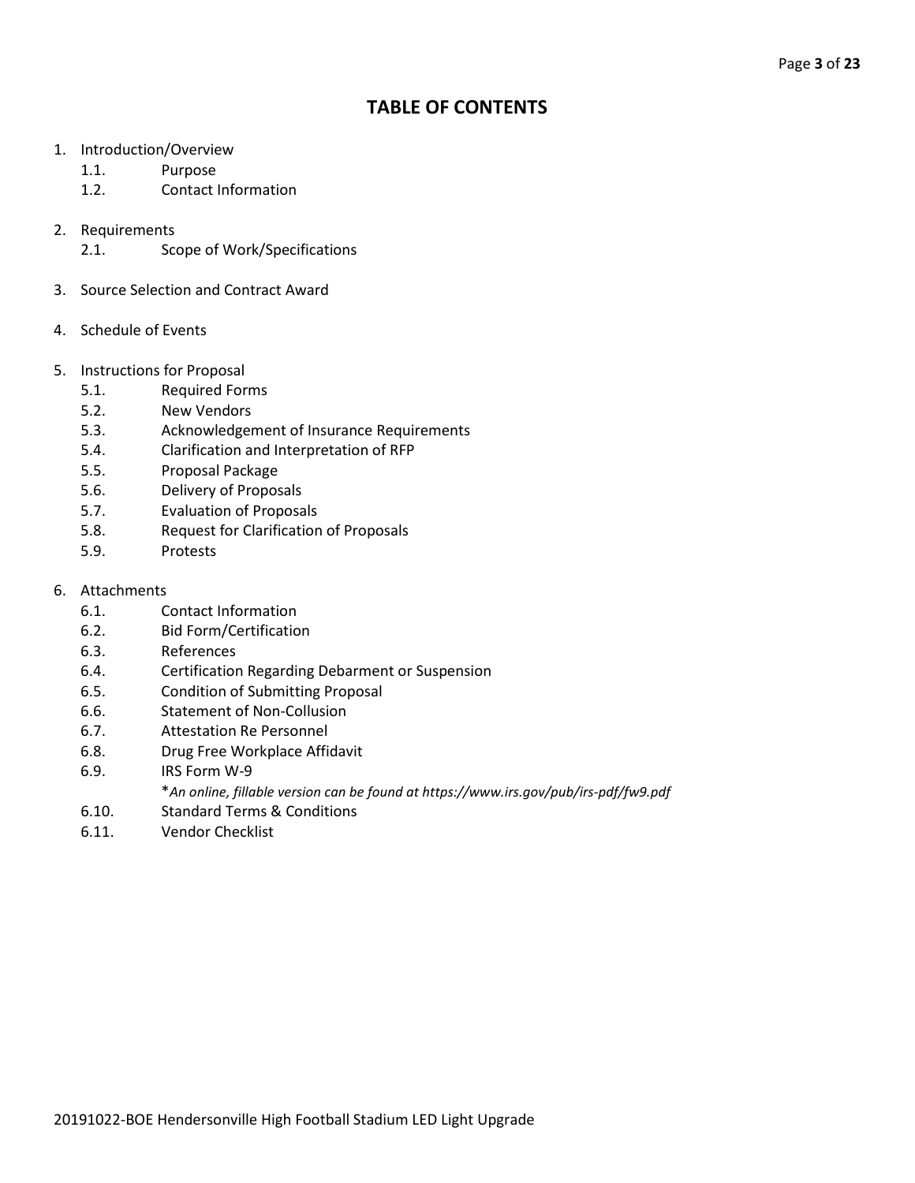# TABLE OF CONTENTS

1. Introduction/Overview
   - 1.1. Purpose
   - 1.2. Contact Information

2. Requirements
   - 2.1. Scope of Work/Specifications

3. Source Selection and Contract Award

4. Schedule of Events

5. Instructions for Proposal
   - 5.1. Required Forms
   - 5.2. New Vendors
   - 5.3. Acknowledgement of Insurance Requirements
   - 5.4. Clarification and Interpretation of RFP
   - 5.5. Proposal Package
   - 5.6. Delivery of Proposals
   - 5.7. Evaluation of Proposals
   - 5.8. Request for Clarification of Proposals
   - 5.9. Protests

6. Attachments
   - 6.1. Contact Information
   - 6.2. Bid Form/Certification
   - 6.3. References
   - 6.4. Certification Regarding Debarment or Suspension
   - 6.5. Condition of Submitting Proposal
   - 6.6. Statement of Non-Collusion
   - 6.7. Attestation Re Personnel
   - 6.8. Drug Free Workplace Affidavit
   - 6.9. IRS Form W-9
     
     **An online, fillable version can be found at https://www.irs.gov/pub/irs-pdf/fw9.pdf*
   - 6.10. Standard Terms & Conditions
   - 6.11. Vendor Checklist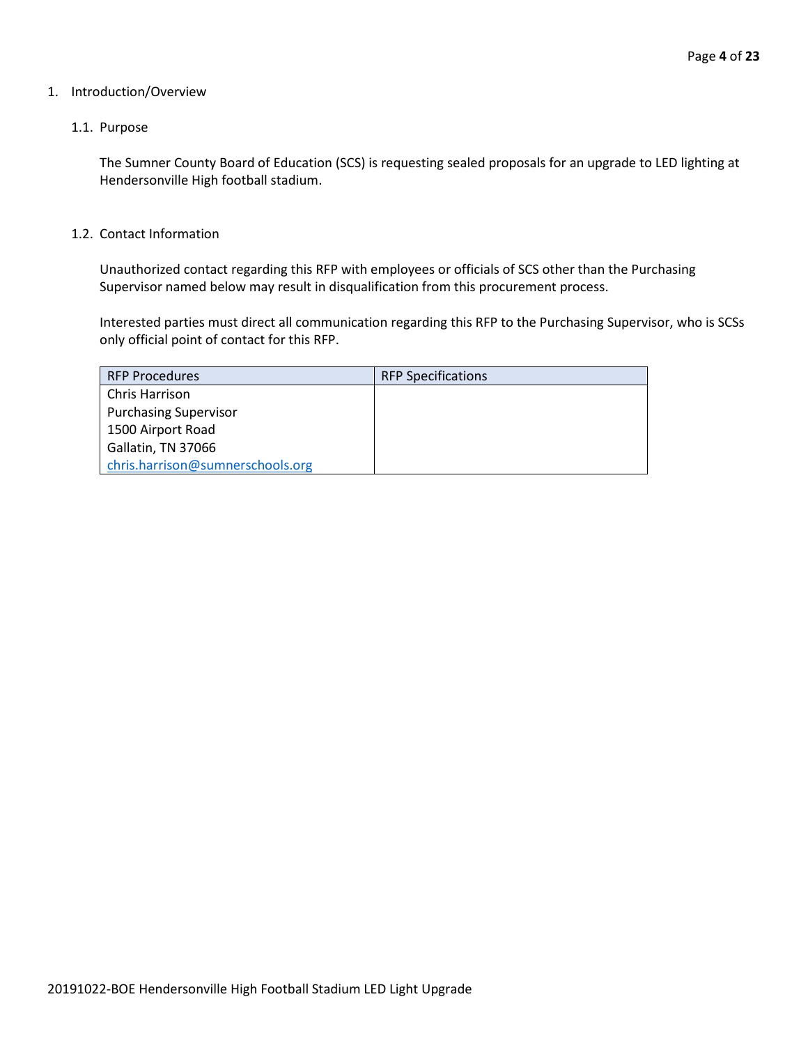# 1. Introduction/Overview

## 1.1. Purpose

The Sumner County Board of Education (SCS) is requesting sealed proposals for an upgrade to LED lighting at Hendersonville High football stadium.

## 1.2. Contact Information

Unauthorized contact regarding this RFP with employees or officials of SCS other than the Purchasing Supervisor named below may result in disqualification from this procurement process.

Interested parties must direct all communication regarding this RFP to the Purchasing Supervisor, who is SCSs only official point of contact for this RFP.

| RFP Procedures | RFP Specifications |
|---|---|
| Chris Harrison<br>Purchasing Supervisor<br>1500 Airport Road<br>Gallatin, TN 37066<br>chris.harrison@sumnerschools.org | |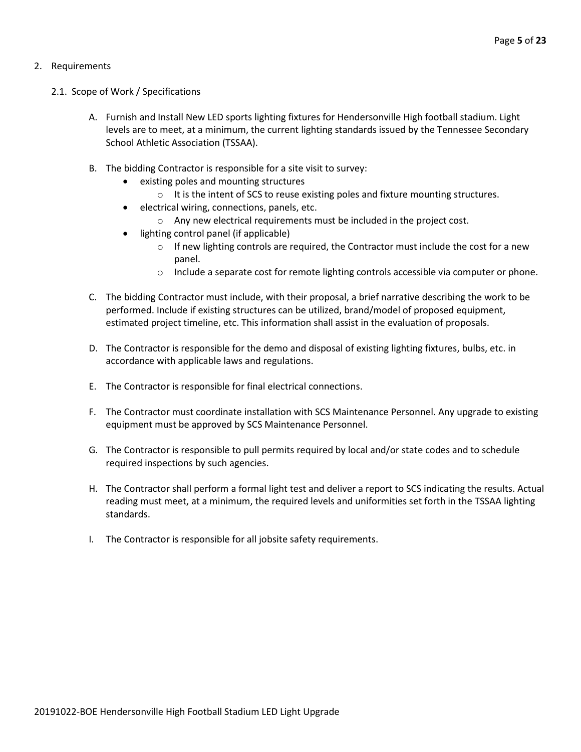## 2. Requirements

### 2.1. Scope of Work / Specifications

A. Furnish and Install New LED sports lighting fixtures for Hendersonville High football stadium. Light levels are to meet, at a minimum, the current lighting standards issued by the Tennessee Secondary School Athletic Association (TSSAA).

B. The bidding Contractor is responsible for a site visit to survey:

- existing poles and mounting structures
  - It is the intent of SCS to reuse existing poles and fixture mounting structures.
- electrical wiring, connections, panels, etc.
  - Any new electrical requirements must be included in the project cost.
- lighting control panel (if applicable)
  - If new lighting controls are required, the Contractor must include the cost for a new panel.
  - Include a separate cost for remote lighting controls accessible via computer or phone.

C. The bidding Contractor must include, with their proposal, a brief narrative describing the work to be performed. Include if existing structures can be utilized, brand/model of proposed equipment, estimated project timeline, etc. This information shall assist in the evaluation of proposals.

D. The Contractor is responsible for the demo and disposal of existing lighting fixtures, bulbs, etc. in accordance with applicable laws and regulations.

E. The Contractor is responsible for final electrical connections.

F. The Contractor must coordinate installation with SCS Maintenance Personnel. Any upgrade to existing equipment must be approved by SCS Maintenance Personnel.

G. The Contractor is responsible to pull permits required by local and/or state codes and to schedule required inspections by such agencies.

H. The Contractor shall perform a formal light test and deliver a report to SCS indicating the results. Actual reading must meet, at a minimum, the required levels and uniformities set forth in the TSSAA lighting standards.

I. The Contractor is responsible for all jobsite safety requirements.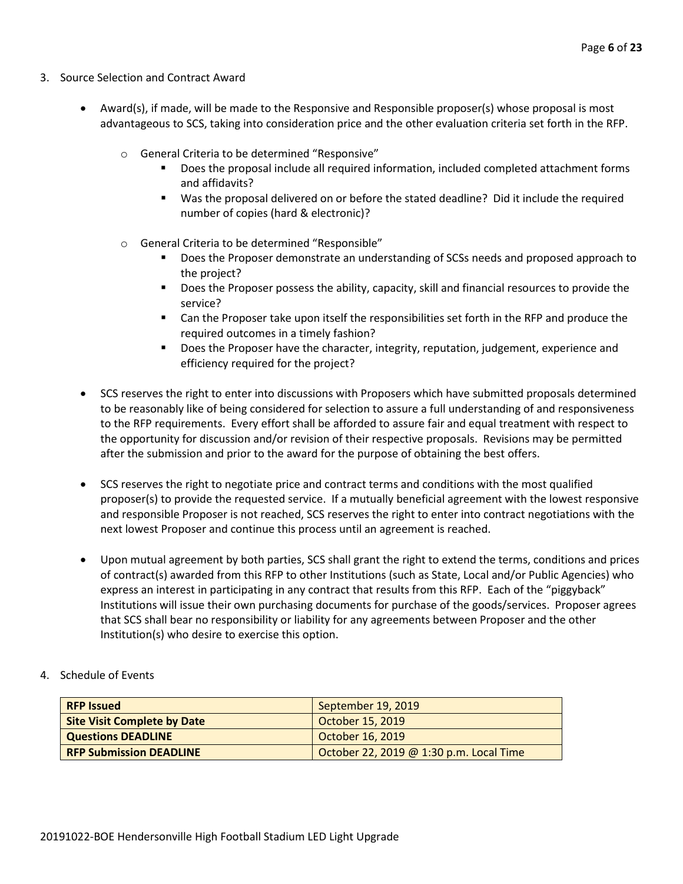3. Source Selection and Contract Award

- Award(s), if made, will be made to the Responsive and Responsible proposer(s) whose proposal is most advantageous to SCS, taking into consideration price and the other evaluation criteria set forth in the RFP.
  - General Criteria to be determined "Responsive"
    - Does the proposal include all required information, included completed attachment forms and affidavits?
    - Was the proposal delivered on or before the stated deadline? Did it include the required number of copies (hard & electronic)?
  - General Criteria to be determined "Responsible"
    - Does the Proposer demonstrate an understanding of SCSs needs and proposed approach to the project?
    - Does the Proposer possess the ability, capacity, skill and financial resources to provide the service?
    - Can the Proposer take upon itself the responsibilities set forth in the RFP and produce the required outcomes in a timely fashion?
    - Does the Proposer have the character, integrity, reputation, judgement, experience and efficiency required for the project?

- SCS reserves the right to enter into discussions with Proposers which have submitted proposals determined to be reasonably like of being considered for selection to assure a full understanding of and responsiveness to the RFP requirements. Every effort shall be afforded to assure fair and equal treatment with respect to the opportunity for discussion and/or revision of their respective proposals. Revisions may be permitted after the submission and prior to the award for the purpose of obtaining the best offers.

- SCS reserves the right to negotiate price and contract terms and conditions with the most qualified proposer(s) to provide the requested service. If a mutually beneficial agreement with the lowest responsive and responsible Proposer is not reached, SCS reserves the right to enter into contract negotiations with the next lowest Proposer and continue this process until an agreement is reached.

- Upon mutual agreement by both parties, SCS shall grant the right to extend the terms, conditions and prices of contract(s) awarded from this RFP to other Institutions (such as State, Local and/or Public Agencies) who express an interest in participating in any contract that results from this RFP. Each of the "piggyback" Institutions will issue their own purchasing documents for purchase of the goods/services. Proposer agrees that SCS shall bear no responsibility or liability for any agreements between Proposer and the other Institution(s) who desire to exercise this option.

4. Schedule of Events

| | |
|---|---|
| **RFP Issued** | September 19, 2019 |
| **Site Visit Complete by Date** | October 15, 2019 |
| **Questions DEADLINE** | October 16, 2019 |
| **RFP Submission DEADLINE** | October 22, 2019 @ 1:30 p.m. Local Time |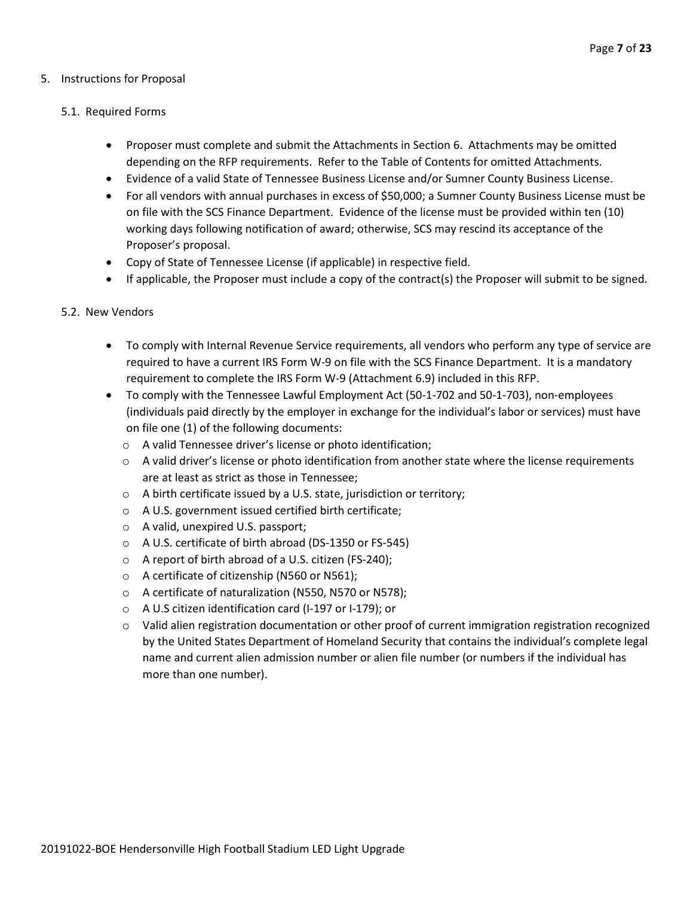5. Instructions for Proposal

   5.1. Required Forms

   - Proposer must complete and submit the Attachments in Section 6. Attachments may be omitted depending on the RFP requirements. Refer to the Table of Contents for omitted Attachments.
   - Evidence of a valid State of Tennessee Business License and/or Sumner County Business License.
   - For all vendors with annual purchases in excess of $50,000; a Sumner County Business License must be on file with the SCS Finance Department. Evidence of the license must be provided within ten (10) working days following notification of award; otherwise, SCS may rescind its acceptance of the Proposer's proposal.
   - Copy of State of Tennessee License (if applicable) in respective field.
   - If applicable, the Proposer must include a copy of the contract(s) the Proposer will submit to be signed.

   5.2. New Vendors

   - To comply with Internal Revenue Service requirements, all vendors who perform any type of service are required to have a current IRS Form W-9 on file with the SCS Finance Department. It is a mandatory requirement to complete the IRS Form W-9 (Attachment 6.9) included in this RFP.
   - To comply with the Tennessee Lawful Employment Act (50-1-702 and 50-1-703), non-employees (individuals paid directly by the employer in exchange for the individual's labor or services) must have on file one (1) of the following documents:
     - A valid Tennessee driver's license or photo identification;
     - A valid driver's license or photo identification from another state where the license requirements are at least as strict as those in Tennessee;
     - A birth certificate issued by a U.S. state, jurisdiction or territory;
     - A U.S. government issued certified birth certificate;
     - A valid, unexpired U.S. passport;
     - A U.S. certificate of birth abroad (DS-1350 or FS-545)
     - A report of birth abroad of a U.S. citizen (FS-240);
     - A certificate of citizenship (N560 or N561);
     - A certificate of naturalization (N550, N570 or N578);
     - A U.S citizen identification card (I-197 or I-179); or
     - Valid alien registration documentation or other proof of current immigration registration recognized by the United States Department of Homeland Security that contains the individual's complete legal name and current alien admission number or alien file number (or numbers if the individual has more than one number).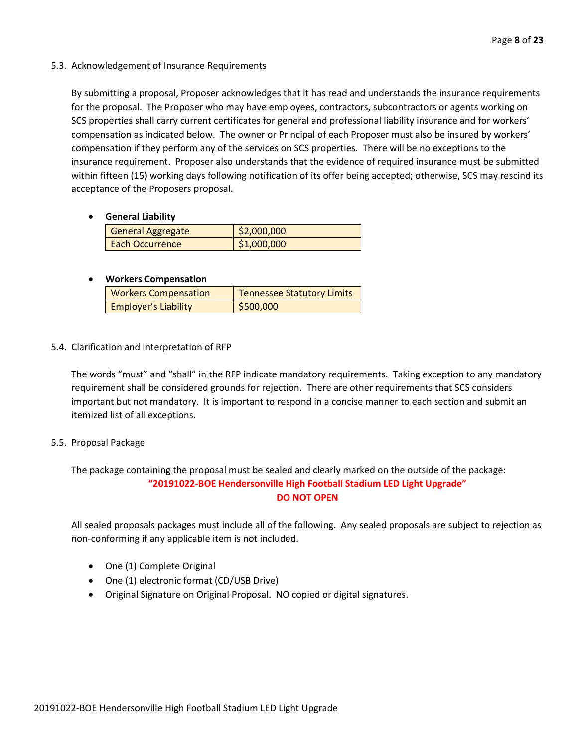### 5.3. Acknowledgement of Insurance Requirements

By submitting a proposal, Proposer acknowledges that it has read and understands the insurance requirements for the proposal. The Proposer who may have employees, contractors, subcontractors or agents working on SCS properties shall carry current certificates for general and professional liability insurance and for workers' compensation as indicated below. The owner or Principal of each Proposer must also be insured by workers' compensation if they perform any of the services on SCS properties. There will be no exceptions to the insurance requirement. Proposer also understands that the evidence of required insurance must be submitted within fifteen (15) working days following notification of its offer being accepted; otherwise, SCS may rescind its acceptance of the Proposers proposal.

- **General Liability**

| General Aggregate | $2,000,000 |
|---|---|
| Each Occurrence | $1,000,000 |

- **Workers Compensation**

| Workers Compensation | Tennessee Statutory Limits |
|---|---|
| Employer's Liability | $500,000 |

### 5.4. Clarification and Interpretation of RFP

The words "must" and "shall" in the RFP indicate mandatory requirements. Taking exception to any mandatory requirement shall be considered grounds for rejection. There are other requirements that SCS considers important but not mandatory. It is important to respond in a concise manner to each section and submit an itemized list of all exceptions.

### 5.5. Proposal Package

The package containing the proposal must be sealed and clearly marked on the outside of the package:

**"20191022-BOE Hendersonville High Football Stadium LED Light Upgrade"**
**DO NOT OPEN**

All sealed proposals packages must include all of the following. Any sealed proposals are subject to rejection as non-conforming if any applicable item is not included.

- One (1) Complete Original
- One (1) electronic format (CD/USB Drive)
- Original Signature on Original Proposal. NO copied or digital signatures.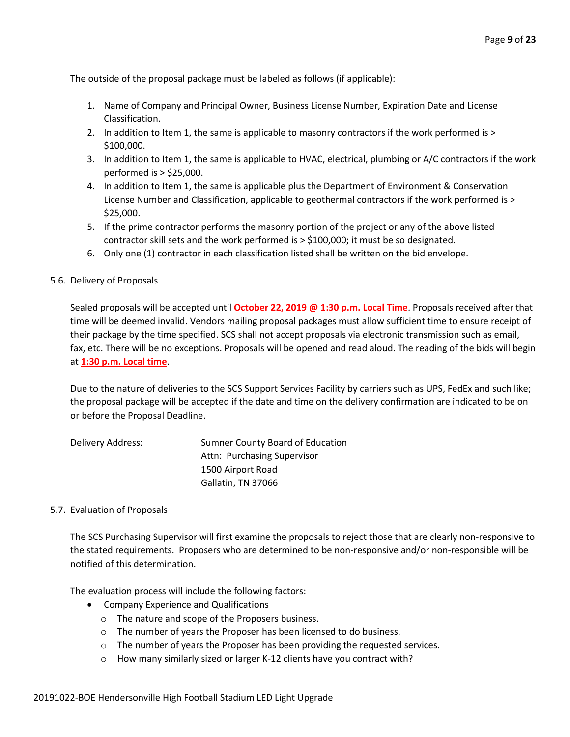The outside of the proposal package must be labeled as follows (if applicable):

1. Name of Company and Principal Owner, Business License Number, Expiration Date and License Classification.
2. In addition to Item 1, the same is applicable to masonry contractors if the work performed is > $100,000.
3. In addition to Item 1, the same is applicable to HVAC, electrical, plumbing or A/C contractors if the work performed is > $25,000.
4. In addition to Item 1, the same is applicable plus the Department of Environment & Conservation License Number and Classification, applicable to geothermal contractors if the work performed is > $25,000.
5. If the prime contractor performs the masonry portion of the project or any of the above listed contractor skill sets and the work performed is > $100,000; it must be so designated.
6. Only one (1) contractor in each classification listed shall be written on the bid envelope.

5.6. Delivery of Proposals

Sealed proposals will be accepted until **October 22, 2019 @ 1:30 p.m. Local Time**. Proposals received after that time will be deemed invalid. Vendors mailing proposal packages must allow sufficient time to ensure receipt of their package by the time specified. SCS shall not accept proposals via electronic transmission such as email, fax, etc. There will be no exceptions. Proposals will be opened and read aloud. The reading of the bids will begin at **1:30 p.m. Local time**.

Due to the nature of deliveries to the SCS Support Services Facility by carriers such as UPS, FedEx and such like; the proposal package will be accepted if the date and time on the delivery confirmation are indicated to be on or before the Proposal Deadline.

Delivery Address: Sumner County Board of Education
Attn: Purchasing Supervisor
1500 Airport Road
Gallatin, TN 37066

5.7. Evaluation of Proposals

The SCS Purchasing Supervisor will first examine the proposals to reject those that are clearly non-responsive to the stated requirements. Proposers who are determined to be non-responsive and/or non-responsible will be notified of this determination.

The evaluation process will include the following factors:

- Company Experience and Qualifications
  - The nature and scope of the Proposers business.
  - The number of years the Proposer has been licensed to do business.
  - The number of years the Proposer has been providing the requested services.
  - How many similarly sized or larger K-12 clients have you contract with?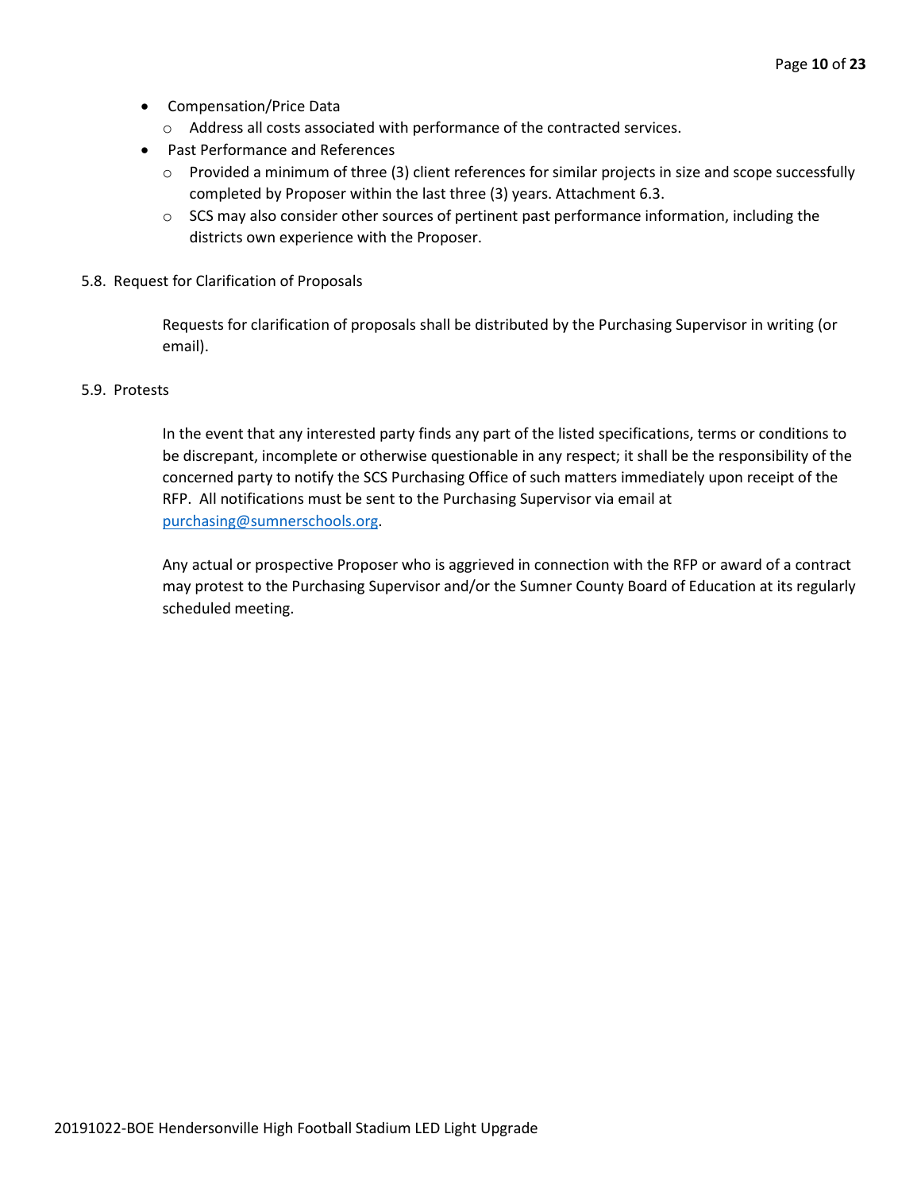- Compensation/Price Data
  - Address all costs associated with performance of the contracted services.
- Past Performance and References
  - Provided a minimum of three (3) client references for similar projects in size and scope successfully completed by Proposer within the last three (3) years. Attachment 6.3.
  - SCS may also consider other sources of pertinent past performance information, including the districts own experience with the Proposer.

5.8. Request for Clarification of Proposals

Requests for clarification of proposals shall be distributed by the Purchasing Supervisor in writing (or email).

5.9. Protests

In the event that any interested party finds any part of the listed specifications, terms or conditions to be discrepant, incomplete or otherwise questionable in any respect; it shall be the responsibility of the concerned party to notify the SCS Purchasing Office of such matters immediately upon receipt of the RFP. All notifications must be sent to the Purchasing Supervisor via email at purchasing@sumnerschools.org.

Any actual or prospective Proposer who is aggrieved in connection with the RFP or award of a contract may protest to the Purchasing Supervisor and/or the Sumner County Board of Education at its regularly scheduled meeting.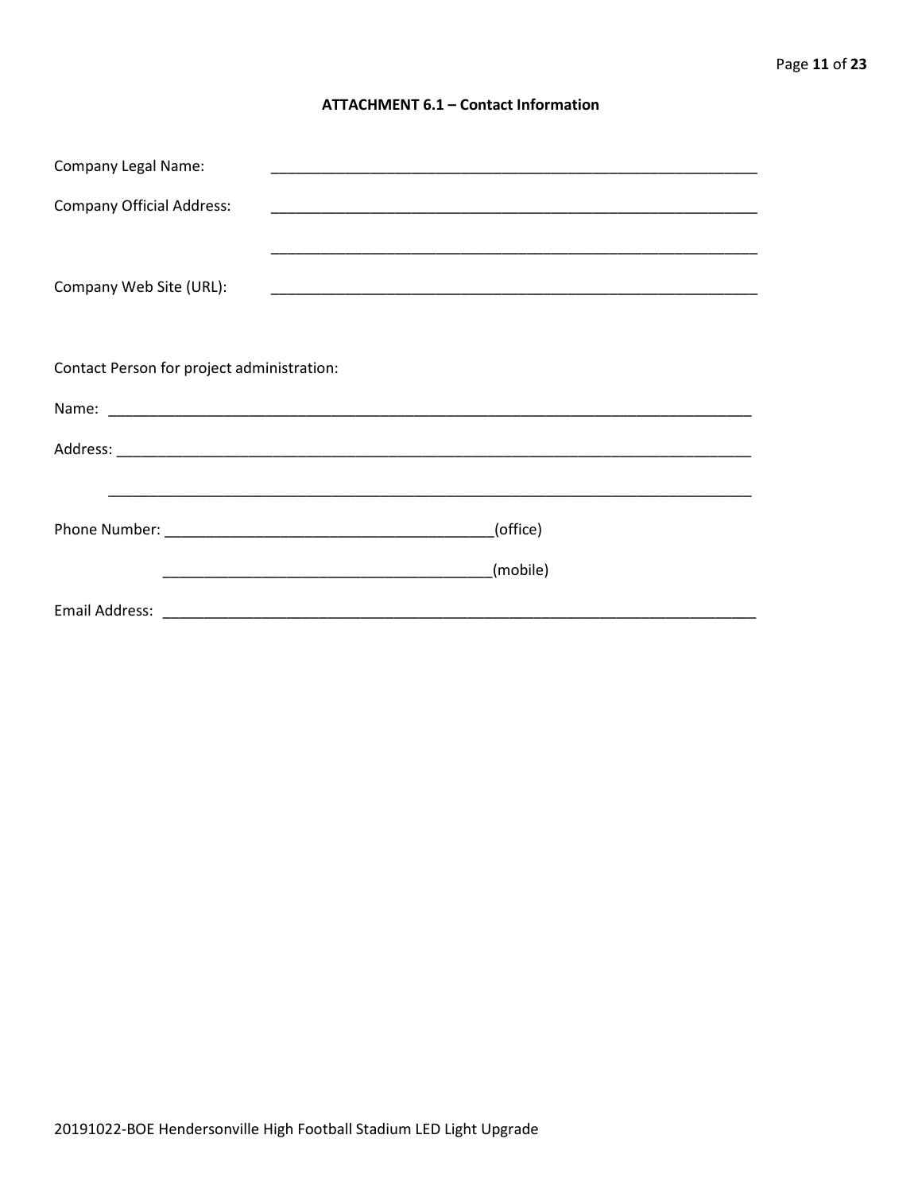## ATTACHMENT 6.1 – Contact Information

Company Legal Name: ____________________________________________________________

Company Official Address: ____________________________________________________________

____________________________________________________________

Company Web Site (URL): ____________________________________________________________

Contact Person for project administration:

Name: ________________________________________________________________________________

Address: ________________________________________________________________________________

________________________________________________________________________________

Phone Number: ________________________________________(office)

________________________________________(mobile)

Email Address: ___________________________________________________________________________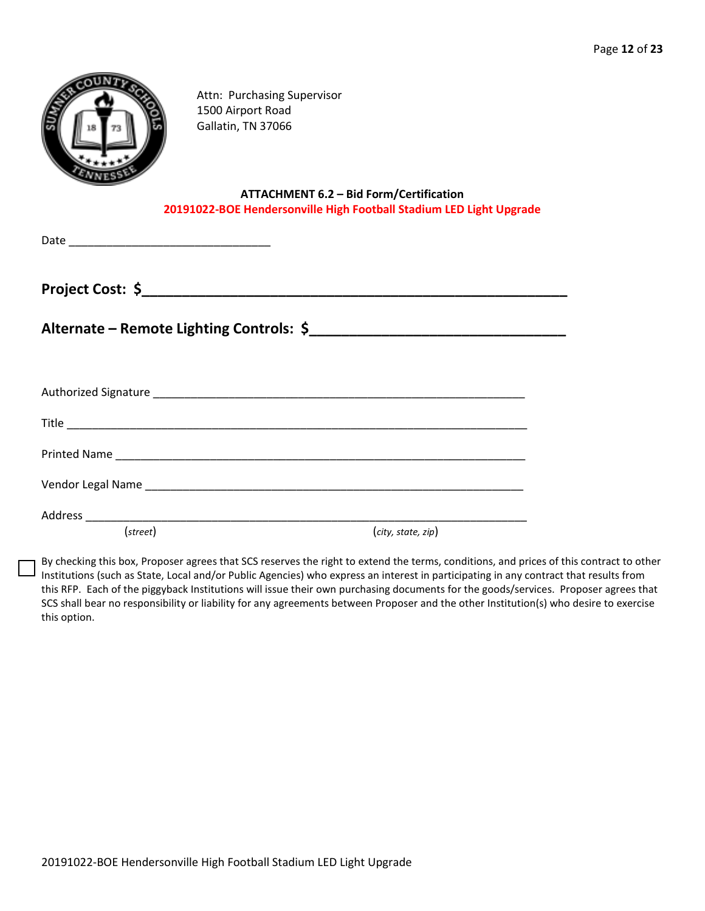Attn: Purchasing Supervisor
1500 Airport Road
Gallatin, TN 37066

**ATTACHMENT 6.2 – Bid Form/Certification**

**20191022-BOE Hendersonville High Football Stadium LED Light Upgrade**

Date _______________________________

**Project Cost: $**_____________________________________________________

**Alternate – Remote Lighting Controls: $**________________________________

Authorized Signature _______________________________________________________

Title ____________________________________________________________________

Printed Name _____________________________________________________________

Vendor Legal Name _________________________________________________________

Address _________________________________________________________________
(*street*) (*city, state, zip*)

☐ By checking this box, Proposer agrees that SCS reserves the right to extend the terms, conditions, and prices of this contract to other Institutions (such as State, Local and/or Public Agencies) who express an interest in participating in any contract that results from this RFP. Each of the piggyback Institutions will issue their own purchasing documents for the goods/services. Proposer agrees that SCS shall bear no responsibility or liability for any agreements between Proposer and the other Institution(s) who desire to exercise this option.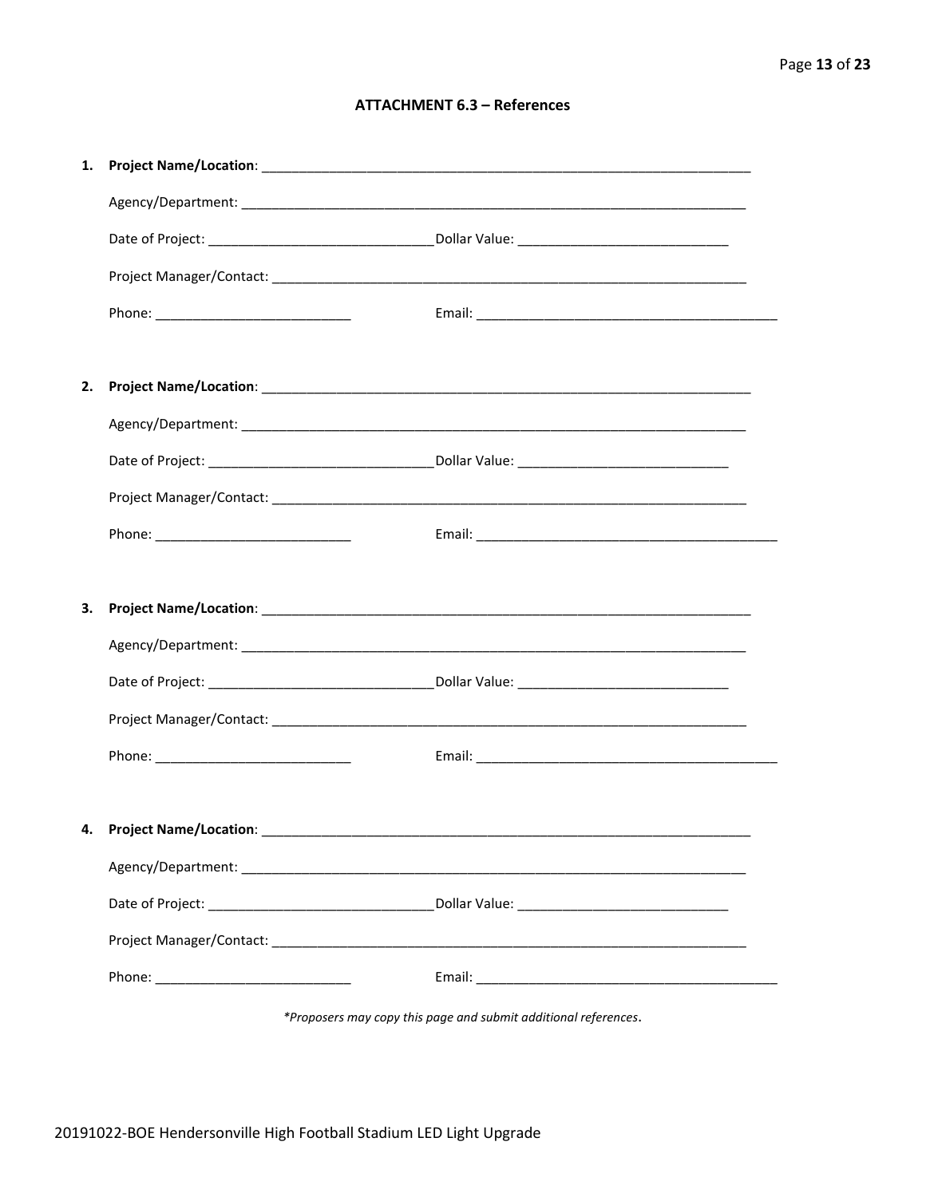### ATTACHMENT 6.3 – References

1. **Project Name/Location**: ____________________________________________________________________

   Agency/Department: ______________________________________________________________________

   Date of Project: ______________________________ Dollar Value: ____________________________

   Project Manager/Contact: _________________________________________________________________

   Phone: ___________________________ Email: ______________________________________________

2. **Project Name/Location**: ____________________________________________________________________

   Agency/Department: ______________________________________________________________________

   Date of Project: ______________________________ Dollar Value: ____________________________

   Project Manager/Contact: _________________________________________________________________

   Phone: ___________________________ Email: ______________________________________________

3. **Project Name/Location**: ____________________________________________________________________

   Agency/Department: ______________________________________________________________________

   Date of Project: ______________________________ Dollar Value: ____________________________

   Project Manager/Contact: _________________________________________________________________

   Phone: ___________________________ Email: ______________________________________________

4. **Project Name/Location**: ____________________________________________________________________

   Agency/Department: ______________________________________________________________________

   Date of Project: ______________________________ Dollar Value: ____________________________

   Project Manager/Contact: _________________________________________________________________

   Phone: ___________________________ Email: ______________________________________________

*\*Proposers may copy this page and submit additional references*.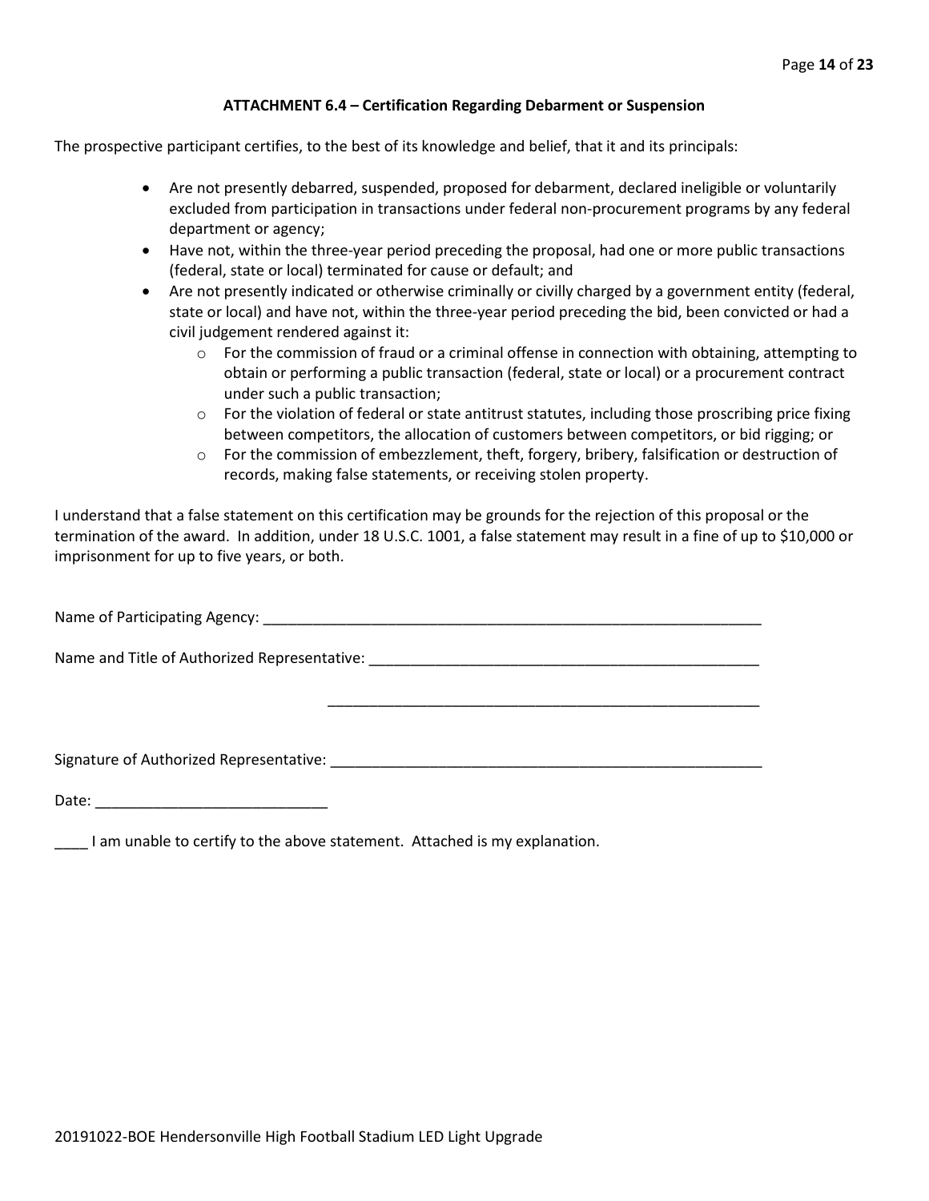### ATTACHMENT 6.4 – Certification Regarding Debarment or Suspension

The prospective participant certifies, to the best of its knowledge and belief, that it and its principals:

- Are not presently debarred, suspended, proposed for debarment, declared ineligible or voluntarily excluded from participation in transactions under federal non-procurement programs by any federal department or agency;
- Have not, within the three-year period preceding the proposal, had one or more public transactions (federal, state or local) terminated for cause or default; and
- Are not presently indicated or otherwise criminally or civilly charged by a government entity (federal, state or local) and have not, within the three-year period preceding the bid, been convicted or had a civil judgement rendered against it:
  - For the commission of fraud or a criminal offense in connection with obtaining, attempting to obtain or performing a public transaction (federal, state or local) or a procurement contract under such a public transaction;
  - For the violation of federal or state antitrust statutes, including those proscribing price fixing between competitors, the allocation of customers between competitors, or bid rigging; or
  - For the commission of embezzlement, theft, forgery, bribery, falsification or destruction of records, making false statements, or receiving stolen property.

I understand that a false statement on this certification may be grounds for the rejection of this proposal or the termination of the award. In addition, under 18 U.S.C. 1001, a false statement may result in a fine of up to $10,000 or imprisonment for up to five years, or both.

Name of Participating Agency: ______________________________________________________________

Name and Title of Authorized Representative: ________________________________________________

______________________________________________________

Signature of Authorized Representative: _____________________________________________________

Date: ____________________________

____ I am unable to certify to the above statement. Attached is my explanation.

20191022-BOE Hendersonville High Football Stadium LED Light Upgrade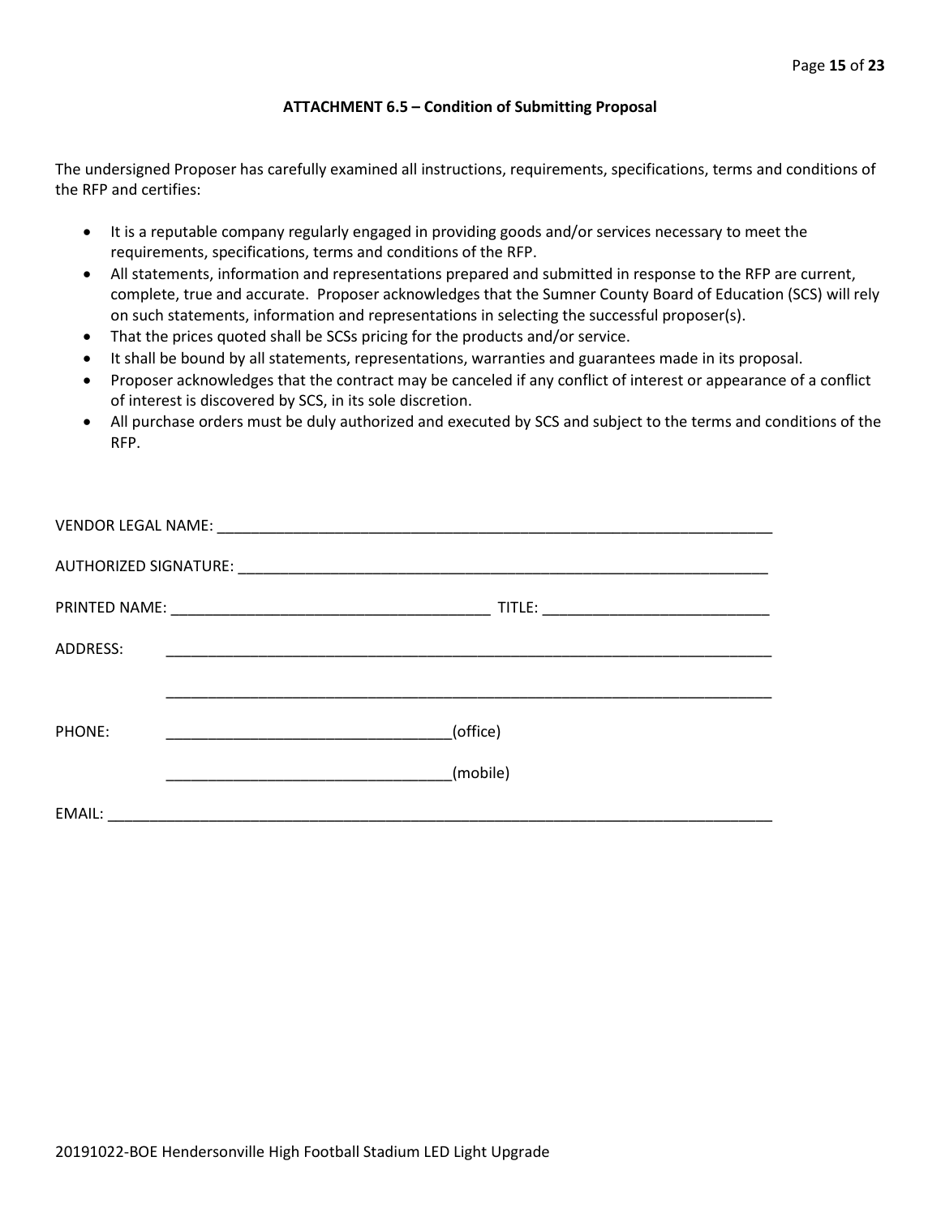## ATTACHMENT 6.5 – Condition of Submitting Proposal

The undersigned Proposer has carefully examined all instructions, requirements, specifications, terms and conditions of the RFP and certifies:

- It is a reputable company regularly engaged in providing goods and/or services necessary to meet the requirements, specifications, terms and conditions of the RFP.
- All statements, information and representations prepared and submitted in response to the RFP are current, complete, true and accurate. Proposer acknowledges that the Sumner County Board of Education (SCS) will rely on such statements, information and representations in selecting the successful proposer(s).
- That the prices quoted shall be SCSs pricing for the products and/or service.
- It shall be bound by all statements, representations, warranties and guarantees made in its proposal.
- Proposer acknowledges that the contract may be canceled if any conflict of interest or appearance of a conflict of interest is discovered by SCS, in its sole discretion.
- All purchase orders must be duly authorized and executed by SCS and subject to the terms and conditions of the RFP.

VENDOR LEGAL NAME: ____________________________________________________________________

AUTHORIZED SIGNATURE: ________________________________________________________________

PRINTED NAME: ______________________________________ TITLE: ___________________________

ADDRESS: _________________________________________________________________________

_________________________________________________________________________

PHONE: __________________________________(office)

__________________________________(mobile)

EMAIL: ___________________________________________________________________________

20191022-BOE Hendersonville High Football Stadium LED Light Upgrade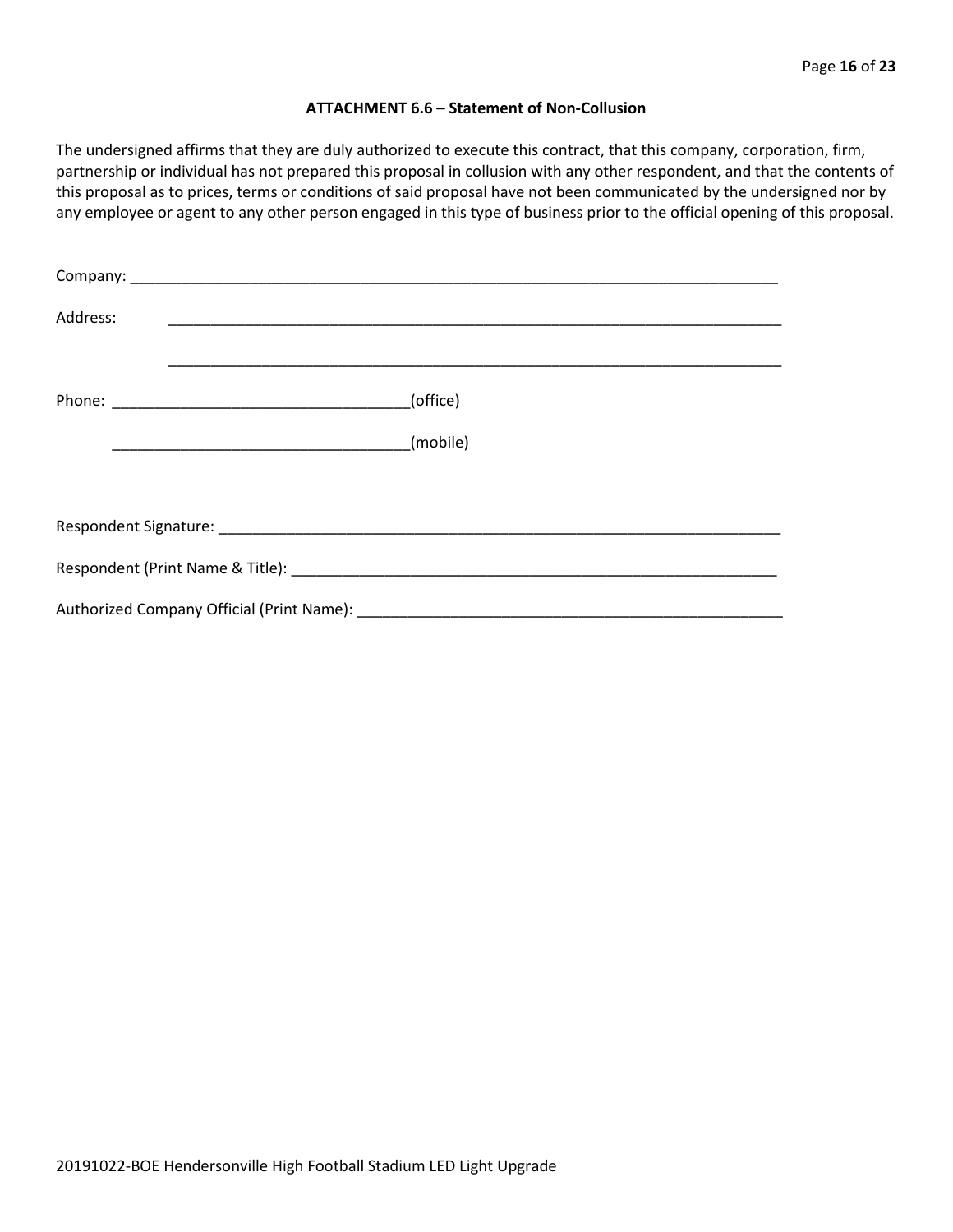### ATTACHMENT 6.6 – Statement of Non-Collusion

The undersigned affirms that they are duly authorized to execute this contract, that this company, corporation, firm, partnership or individual has not prepared this proposal in collusion with any other respondent, and that the contents of this proposal as to prices, terms or conditions of said proposal have not been communicated by the undersigned nor by any employee or agent to any other person engaged in this type of business prior to the official opening of this proposal.

Company: ______________________________________________________________________________

Address: ______________________________________________________________________________

______________________________________________________________________________

Phone: ___________________________________(office)

___________________________________(mobile)

Respondent Signature: ____________________________________________________________________

Respondent (Print Name & Title): ___________________________________________________________

Authorized Company Official (Print Name): ___________________________________________________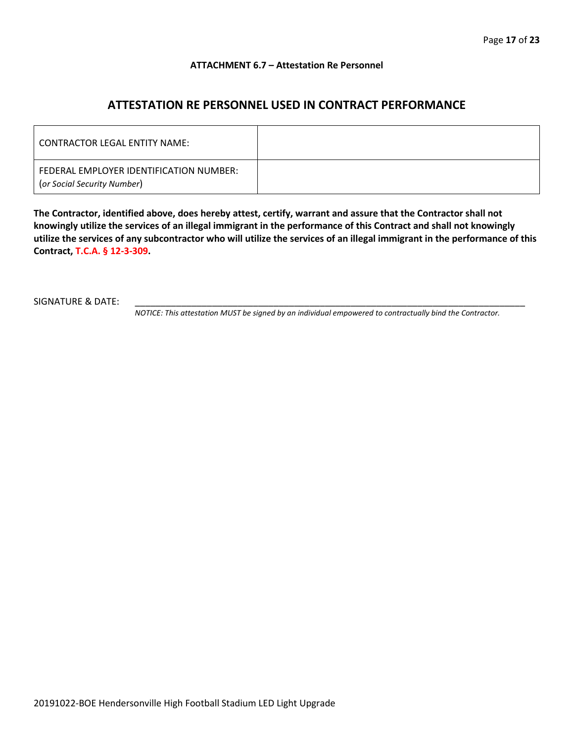**ATTACHMENT 6.7 – Attestation Re Personnel**

## ATTESTATION RE PERSONNEL USED IN CONTRACT PERFORMANCE

| CONTRACTOR LEGAL ENTITY NAME: | |
|---|---|
| FEDERAL EMPLOYER IDENTIFICATION NUMBER: (*or Social Security Number*) | |

**The Contractor, identified above, does hereby attest, certify, warrant and assure that the Contractor shall not knowingly utilize the services of an illegal immigrant in the performance of this Contract and shall not knowingly utilize the services of any subcontractor who will utilize the services of an illegal immigrant in the performance of this Contract, T.C.A. § 12-3-309.**

SIGNATURE & DATE: ___________________________________________________________________________

*NOTICE: This attestation MUST be signed by an individual empowered to contractually bind the Contractor.*

20191022-BOE Hendersonville High Football Stadium LED Light Upgrade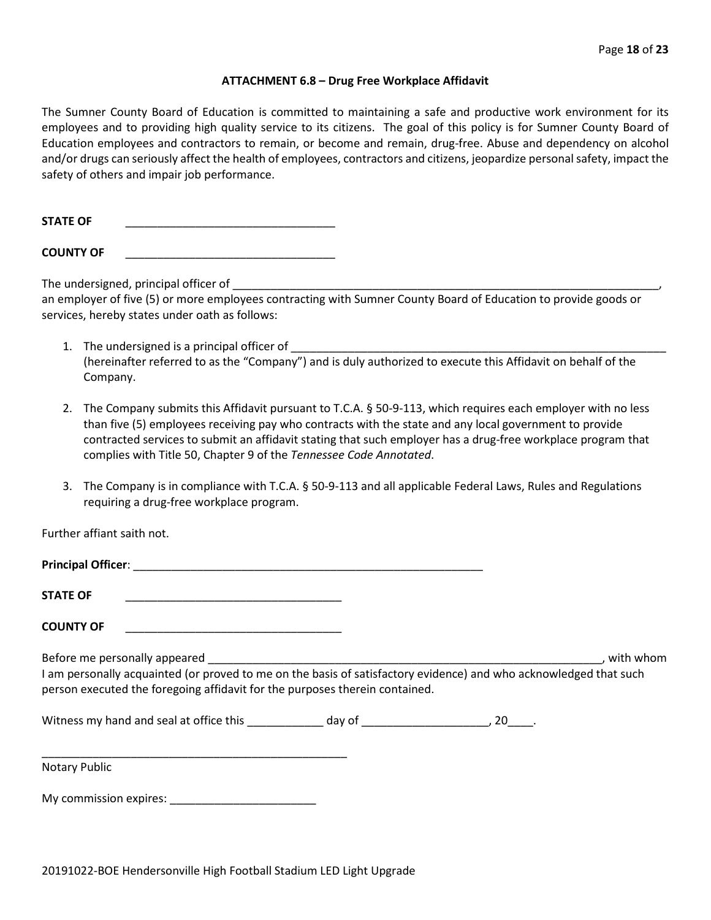**ATTACHMENT 6.8 – Drug Free Workplace Affidavit**

The Sumner County Board of Education is committed to maintaining a safe and productive work environment for its employees and to providing high quality service to its citizens. The goal of this policy is for Sumner County Board of Education employees and contractors to remain, or become and remain, drug-free. Abuse and dependency on alcohol and/or drugs can seriously affect the health of employees, contractors and citizens, jeopardize personal safety, impact the safety of others and impair job performance.

**STATE OF** \_\_\_\_\_\_\_\_\_\_\_\_\_\_\_\_\_\_\_\_\_\_\_\_\_\_\_\_\_\_\_\_\_\_

**COUNTY OF** \_\_\_\_\_\_\_\_\_\_\_\_\_\_\_\_\_\_\_\_\_\_\_\_\_\_\_\_\_\_\_\_\_\_

The undersigned, principal officer of \_\_\_\_\_\_\_\_\_\_\_\_\_\_\_\_\_\_\_\_\_\_\_\_\_\_\_\_\_\_\_\_\_\_\_\_\_\_\_\_\_\_\_\_\_\_\_\_\_\_\_\_\_\_\_\_\_\_\_\_\_\_\_\_\_\_\_\_\_\_, an employer of five (5) or more employees contracting with Sumner County Board of Education to provide goods or services, hereby states under oath as follows:

1. The undersigned is a principal officer of \_\_\_\_\_\_\_\_\_\_\_\_\_\_\_\_\_\_\_\_\_\_\_\_\_\_\_\_\_\_\_\_\_\_\_\_\_\_\_\_\_\_\_\_\_\_\_\_\_\_\_\_\_\_\_\_\_\_\_\_\_\_ (hereinafter referred to as the "Company") and is duly authorized to execute this Affidavit on behalf of the Company.

2. The Company submits this Affidavit pursuant to T.C.A. § 50-9-113, which requires each employer with no less than five (5) employees receiving pay who contracts with the state and any local government to provide contracted services to submit an affidavit stating that such employer has a drug-free workplace program that complies with Title 50, Chapter 9 of the *Tennessee Code Annotated*.

3. The Company is in compliance with T.C.A. § 50-9-113 and all applicable Federal Laws, Rules and Regulations requiring a drug-free workplace program.

Further affiant saith not.

**Principal Officer**: \_\_\_\_\_\_\_\_\_\_\_\_\_\_\_\_\_\_\_\_\_\_\_\_\_\_\_\_\_\_\_\_\_\_\_\_\_\_\_\_\_\_\_\_\_\_\_\_\_\_\_\_\_\_\_\_\_\_

**STATE OF** \_\_\_\_\_\_\_\_\_\_\_\_\_\_\_\_\_\_\_\_\_\_\_\_\_\_\_\_\_\_\_\_\_\_\_\_

**COUNTY OF** \_\_\_\_\_\_\_\_\_\_\_\_\_\_\_\_\_\_\_\_\_\_\_\_\_\_\_\_\_\_\_\_\_\_\_\_

Before me personally appeared \_\_\_\_\_\_\_\_\_\_\_\_\_\_\_\_\_\_\_\_\_\_\_\_\_\_\_\_\_\_\_\_\_\_\_\_\_\_\_\_\_\_\_\_\_\_\_\_\_\_\_\_\_\_\_\_\_\_\_\_\_\_\_\_, with whom I am personally acquainted (or proved to me on the basis of satisfactory evidence) and who acknowledged that such person executed the foregoing affidavit for the purposes therein contained.

Witness my hand and seal at office this \_\_\_\_\_\_\_\_\_\_\_\_ day of \_\_\_\_\_\_\_\_\_\_\_\_\_\_\_\_\_\_\_\_, 20\_\_\_\_.

\_\_\_\_\_\_\_\_\_\_\_\_\_\_\_\_\_\_\_\_\_\_\_\_\_\_\_\_\_\_\_\_\_\_\_\_\_\_\_\_\_\_\_\_\_\_\_\_\_\_\_
Notary Public

My commission expires: \_\_\_\_\_\_\_\_\_\_\_\_\_\_\_\_\_\_\_\_\_\_\_\_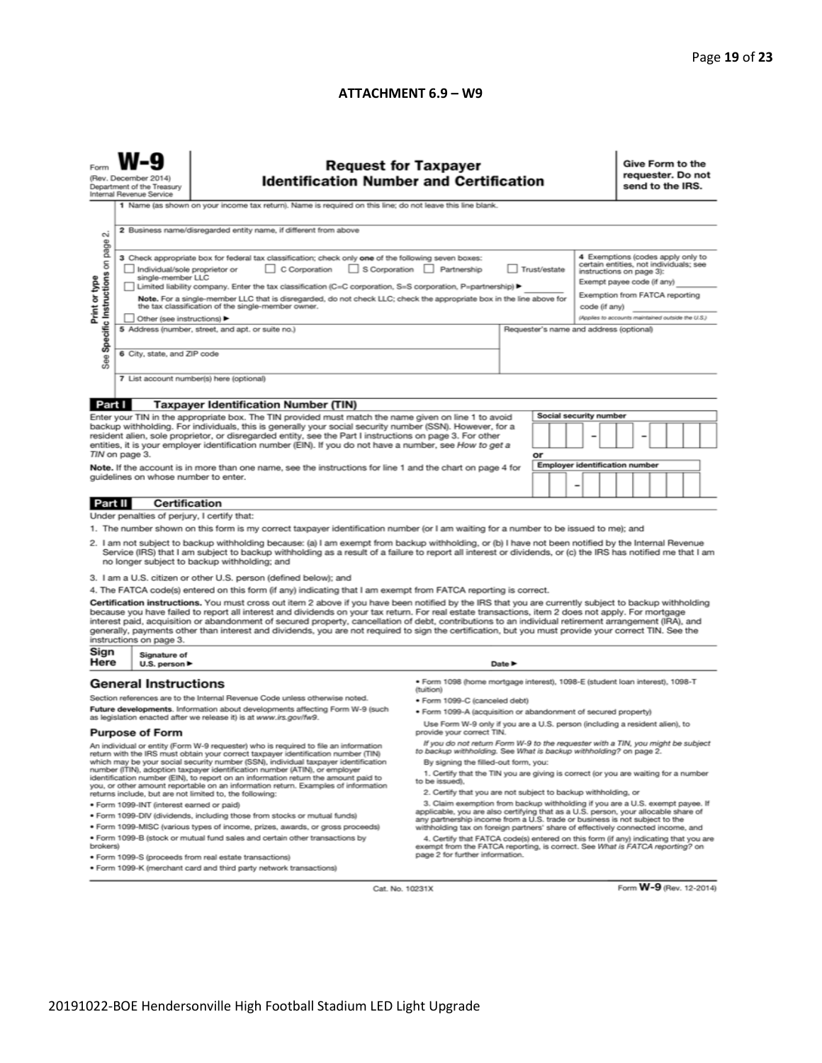**ATTACHMENT 6.9 – W9**

Form **W-9**
(Rev. December 2014)
Department of the Treasury
Internal Revenue Service

# Request for Taxpayer Identification Number and Certification

**Give Form to the requester. Do not send to the IRS.**

Print or type
See Specific Instructions on page 2.

1 Name (as shown on your income tax return). Name is required on this line; do not leave this line blank.

2 Business name/disregarded entity name, if different from above

3 Check appropriate box for federal tax classification; check only **one** of the following seven boxes:
☐ Individual/sole proprietor or single-member LLC ☐ C Corporation ☐ S Corporation ☐ Partnership ☐ Trust/estate
☐ Limited liability company. Enter the tax classification (C=C corporation, S=S corporation, P=partnership) ► ________
**Note.** For a single-member LLC that is disregarded, do not check LLC; check the appropriate box in the line above for the tax classification of the single-member owner.
☐ Other (see instructions) ►

4 Exemptions (codes apply only to certain entities, not individuals; see instructions on page 3):
Exempt payee code (if any) ________
Exemption from FATCA reporting code (if any) ________
*(Applies to accounts maintained outside the U.S.)*

5 Address (number, street, and apt. or suite no.)

Requester's name and address (optional)

6 City, state, and ZIP code

7 List account number(s) here (optional)

## Part I Taxpayer Identification Number (TIN)

Enter your TIN in the appropriate box. The TIN provided must match the name given on line 1 to avoid backup withholding. For individuals, this is generally your social security number (SSN). However, for a resident alien, sole proprietor, or disregarded entity, see the Part I instructions on page 3. For other entities, it is your employer identification number (EIN). If you do not have a number, see *How to get a TIN* on page 3.

**Note.** If the account is in more than one name, see the instructions for line 1 and the chart on page 4 for guidelines on whose number to enter.

Social security number
___ ___ ___ – ___ ___ – ___ ___ ___ ___

or

Employer identification number
___ ___ – ___ ___ ___ ___ ___ ___ ___

## Part II Certification

Under penalties of perjury, I certify that:

1. The number shown on this form is my correct taxpayer identification number (or I am waiting for a number to be issued to me); and
2. I am not subject to backup withholding because: (a) I am exempt from backup withholding, or (b) I have not been notified by the Internal Revenue Service (IRS) that I am subject to backup withholding as a result of a failure to report all interest or dividends, or (c) the IRS has notified me that I am no longer subject to backup withholding; and
3. I am a U.S. citizen or other U.S. person (defined below); and
4. The FATCA code(s) entered on this form (if any) indicating that I am exempt from FATCA reporting is correct.

**Certification instructions.** You must cross out item 2 above if you have been notified by the IRS that you are currently subject to backup withholding because you have failed to report all interest and dividends on your tax return. For real estate transactions, item 2 does not apply. For mortgage interest paid, acquisition or abandonment of secured property, cancellation of debt, contributions to an individual retirement arrangement (IRA), and generally, payments other than interest and dividends, you are not required to sign the certification, but you must provide your correct TIN. See the instructions on page 3.

**Sign Here** Signature of U.S. person ► Date ►

## General Instructions

Section references are to the Internal Revenue Code unless otherwise noted.

**Future developments.** Information about developments affecting Form W-9 (such as legislation enacted after we release it) is at *www.irs.gov/fw9*.

### Purpose of Form

An individual or entity (Form W-9 requester) who is required to file an information return with the IRS must obtain your correct taxpayer identification number (TIN) which may be your social security number (SSN), individual taxpayer identification number (ITIN), adoption taxpayer identification number (ATIN), or employer identification number (EIN), to report on an information return the amount paid to you, or other amount reportable on an information return. Examples of information returns include, but are not limited to, the following:

- Form 1099-INT (interest earned or paid)
- Form 1099-DIV (dividends, including those from stocks or mutual funds)
- Form 1099-MISC (various types of income, prizes, awards, or gross proceeds)
- Form 1099-B (stock or mutual fund sales and certain other transactions by brokers)
- Form 1099-S (proceeds from real estate transactions)
- Form 1099-K (merchant card and third party network transactions)
- Form 1098 (home mortgage interest), 1098-E (student loan interest), 1098-T (tuition)
- Form 1099-C (canceled debt)
- Form 1099-A (acquisition or abandonment of secured property)

Use Form W-9 only if you are a U.S. person (including a resident alien), to provide your correct TIN.

*If you do not return Form W-9 to the requester with a TIN, you might be subject to backup withholding. See What is backup withholding? on page 2.*

By signing the filled-out form, you:

1. Certify that the TIN you are giving is correct (or you are waiting for a number to be issued),
2. Certify that you are not subject to backup withholding, or
3. Claim exemption from backup withholding if you are a U.S. exempt payee. If applicable, you are also certifying that as a U.S. person, your allocable share of any partnership income from a U.S. trade or business is not subject to the withholding tax on foreign partners' share of effectively connected income, and
4. Certify that FATCA code(s) entered on this form (if any) indicating that you are exempt from the FATCA reporting, is correct. See *What is FATCA reporting?* on page 2 for further information.

Cat. No. 10231X Form **W-9** (Rev. 12-2014)

20191022-BOE Hendersonville High Football Stadium LED Light Upgrade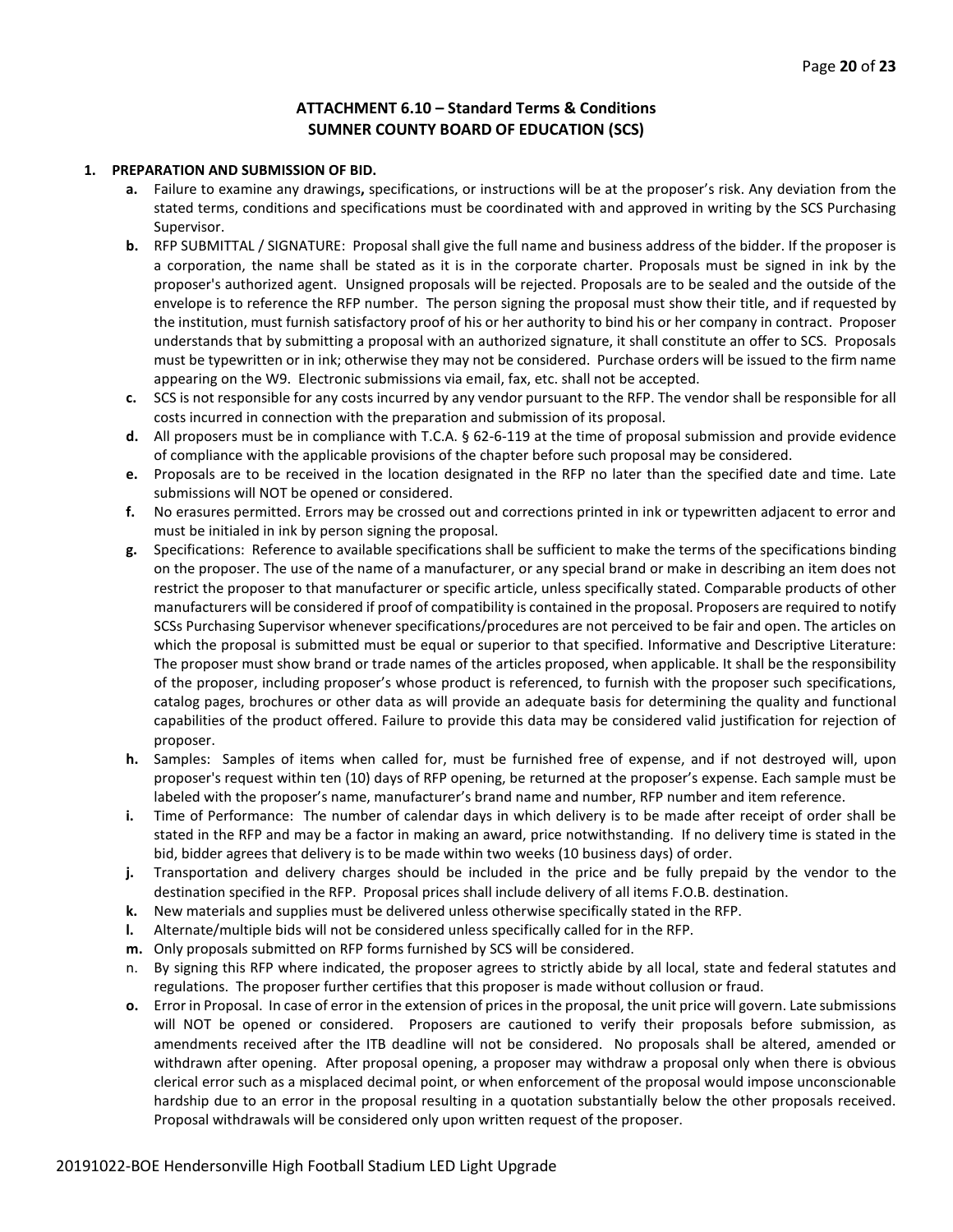### ATTACHMENT 6.10 – Standard Terms & Conditions
### SUMNER COUNTY BOARD OF EDUCATION (SCS)

**1. PREPARATION AND SUBMISSION OF BID.**

- **a.** Failure to examine any drawings**,** specifications, or instructions will be at the proposer's risk. Any deviation from the stated terms, conditions and specifications must be coordinated with and approved in writing by the SCS Purchasing Supervisor.
- **b.** RFP SUBMITTAL / SIGNATURE: Proposal shall give the full name and business address of the bidder. If the proposer is a corporation, the name shall be stated as it is in the corporate charter. Proposals must be signed in ink by the proposer's authorized agent. Unsigned proposals will be rejected. Proposals are to be sealed and the outside of the envelope is to reference the RFP number. The person signing the proposal must show their title, and if requested by the institution, must furnish satisfactory proof of his or her authority to bind his or her company in contract. Proposer understands that by submitting a proposal with an authorized signature, it shall constitute an offer to SCS. Proposals must be typewritten or in ink; otherwise they may not be considered. Purchase orders will be issued to the firm name appearing on the W9. Electronic submissions via email, fax, etc. shall not be accepted.
- **c.** SCS is not responsible for any costs incurred by any vendor pursuant to the RFP. The vendor shall be responsible for all costs incurred in connection with the preparation and submission of its proposal.
- **d.** All proposers must be in compliance with T.C.A. § 62-6-119 at the time of proposal submission and provide evidence of compliance with the applicable provisions of the chapter before such proposal may be considered.
- **e.** Proposals are to be received in the location designated in the RFP no later than the specified date and time. Late submissions will NOT be opened or considered.
- **f.** No erasures permitted. Errors may be crossed out and corrections printed in ink or typewritten adjacent to error and must be initialed in ink by person signing the proposal.
- **g.** Specifications: Reference to available specifications shall be sufficient to make the terms of the specifications binding on the proposer. The use of the name of a manufacturer, or any special brand or make in describing an item does not restrict the proposer to that manufacturer or specific article, unless specifically stated. Comparable products of other manufacturers will be considered if proof of compatibility is contained in the proposal. Proposers are required to notify SCSs Purchasing Supervisor whenever specifications/procedures are not perceived to be fair and open. The articles on which the proposal is submitted must be equal or superior to that specified. Informative and Descriptive Literature: The proposer must show brand or trade names of the articles proposed, when applicable. It shall be the responsibility of the proposer, including proposer's whose product is referenced, to furnish with the proposer such specifications, catalog pages, brochures or other data as will provide an adequate basis for determining the quality and functional capabilities of the product offered. Failure to provide this data may be considered valid justification for rejection of proposer.
- **h.** Samples: Samples of items when called for, must be furnished free of expense, and if not destroyed will, upon proposer's request within ten (10) days of RFP opening, be returned at the proposer's expense. Each sample must be labeled with the proposer's name, manufacturer's brand name and number, RFP number and item reference.
- **i.** Time of Performance: The number of calendar days in which delivery is to be made after receipt of order shall be stated in the RFP and may be a factor in making an award, price notwithstanding. If no delivery time is stated in the bid, bidder agrees that delivery is to be made within two weeks (10 business days) of order.
- **j.** Transportation and delivery charges should be included in the price and be fully prepaid by the vendor to the destination specified in the RFP. Proposal prices shall include delivery of all items F.O.B. destination.
- **k.** New materials and supplies must be delivered unless otherwise specifically stated in the RFP.
- **l.** Alternate/multiple bids will not be considered unless specifically called for in the RFP.
- **m.** Only proposals submitted on RFP forms furnished by SCS will be considered.
- n. By signing this RFP where indicated, the proposer agrees to strictly abide by all local, state and federal statutes and regulations. The proposer further certifies that this proposer is made without collusion or fraud.
- **o.** Error in Proposal. In case of error in the extension of prices in the proposal, the unit price will govern. Late submissions will NOT be opened or considered. Proposers are cautioned to verify their proposals before submission, as amendments received after the ITB deadline will not be considered. No proposals shall be altered, amended or withdrawn after opening. After proposal opening, a proposer may withdraw a proposal only when there is obvious clerical error such as a misplaced decimal point, or when enforcement of the proposal would impose unconscionable hardship due to an error in the proposal resulting in a quotation substantially below the other proposals received. Proposal withdrawals will be considered only upon written request of the proposer.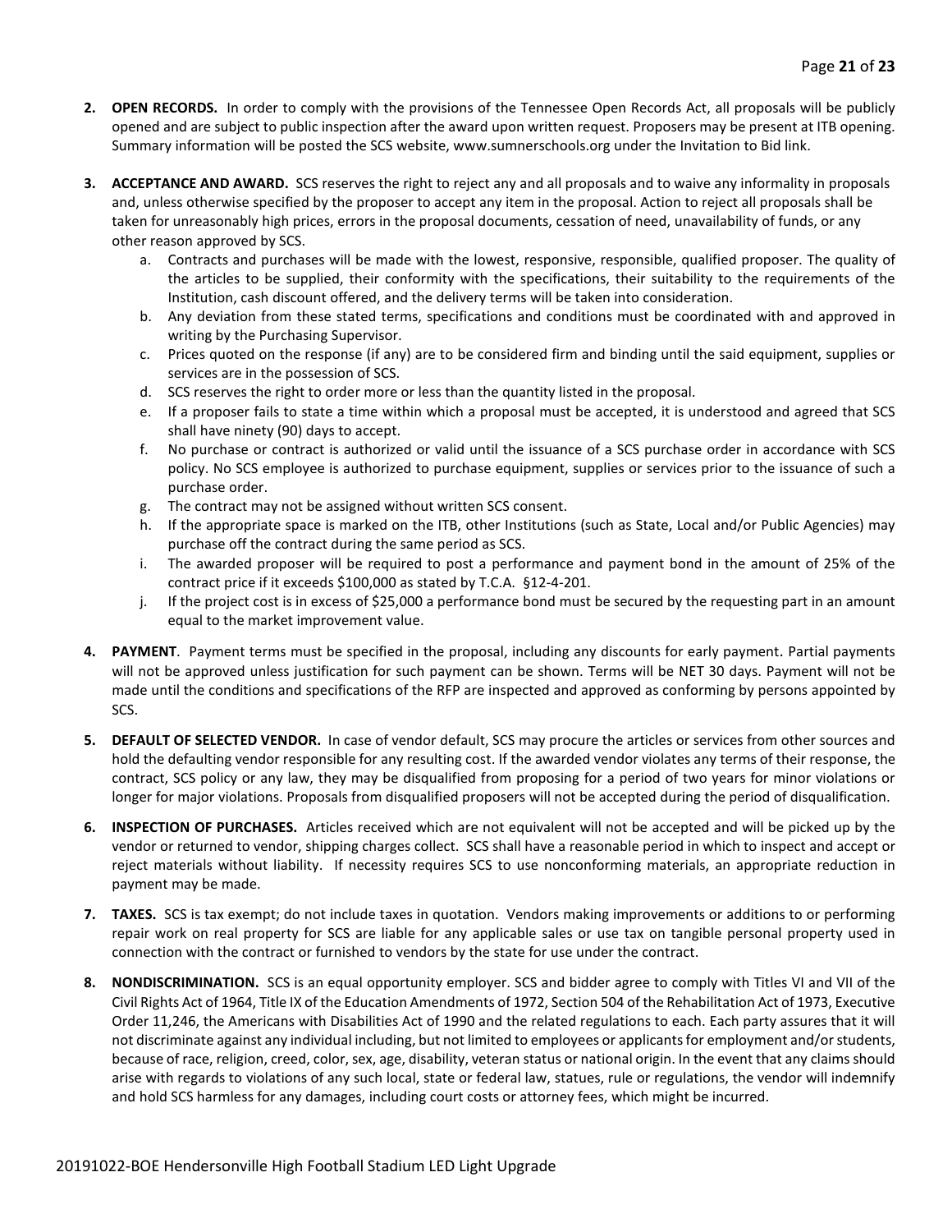2. **OPEN RECORDS.** In order to comply with the provisions of the Tennessee Open Records Act, all proposals will be publicly opened and are subject to public inspection after the award upon written request. Proposers may be present at ITB opening. Summary information will be posted the SCS website, www.sumnerschools.org under the Invitation to Bid link.

3. **ACCEPTANCE AND AWARD.** SCS reserves the right to reject any and all proposals and to waive any informality in proposals and, unless otherwise specified by the proposer to accept any item in the proposal. Action to reject all proposals shall be taken for unreasonably high prices, errors in the proposal documents, cessation of need, unavailability of funds, or any other reason approved by SCS.
   a. Contracts and purchases will be made with the lowest, responsive, responsible, qualified proposer. The quality of the articles to be supplied, their conformity with the specifications, their suitability to the requirements of the Institution, cash discount offered, and the delivery terms will be taken into consideration.
   b. Any deviation from these stated terms, specifications and conditions must be coordinated with and approved in writing by the Purchasing Supervisor.
   c. Prices quoted on the response (if any) are to be considered firm and binding until the said equipment, supplies or services are in the possession of SCS.
   d. SCS reserves the right to order more or less than the quantity listed in the proposal.
   e. If a proposer fails to state a time within which a proposal must be accepted, it is understood and agreed that SCS shall have ninety (90) days to accept.
   f. No purchase or contract is authorized or valid until the issuance of a SCS purchase order in accordance with SCS policy. No SCS employee is authorized to purchase equipment, supplies or services prior to the issuance of such a purchase order.
   g. The contract may not be assigned without written SCS consent.
   h. If the appropriate space is marked on the ITB, other Institutions (such as State, Local and/or Public Agencies) may purchase off the contract during the same period as SCS.
   i. The awarded proposer will be required to post a performance and payment bond in the amount of 25% of the contract price if it exceeds $100,000 as stated by T.C.A. §12-4-201.
   j. If the project cost is in excess of $25,000 a performance bond must be secured by the requesting part in an amount equal to the market improvement value.

4. **PAYMENT**. Payment terms must be specified in the proposal, including any discounts for early payment. Partial payments will not be approved unless justification for such payment can be shown. Terms will be NET 30 days. Payment will not be made until the conditions and specifications of the RFP are inspected and approved as conforming by persons appointed by SCS.

5. **DEFAULT OF SELECTED VENDOR.** In case of vendor default, SCS may procure the articles or services from other sources and hold the defaulting vendor responsible for any resulting cost. If the awarded vendor violates any terms of their response, the contract, SCS policy or any law, they may be disqualified from proposing for a period of two years for minor violations or longer for major violations. Proposals from disqualified proposers will not be accepted during the period of disqualification.

6. **INSPECTION OF PURCHASES.** Articles received which are not equivalent will not be accepted and will be picked up by the vendor or returned to vendor, shipping charges collect. SCS shall have a reasonable period in which to inspect and accept or reject materials without liability. If necessity requires SCS to use nonconforming materials, an appropriate reduction in payment may be made.

7. **TAXES.** SCS is tax exempt; do not include taxes in quotation. Vendors making improvements or additions to or performing repair work on real property for SCS are liable for any applicable sales or use tax on tangible personal property used in connection with the contract or furnished to vendors by the state for use under the contract.

8. **NONDISCRIMINATION.** SCS is an equal opportunity employer. SCS and bidder agree to comply with Titles VI and VII of the Civil Rights Act of 1964, Title IX of the Education Amendments of 1972, Section 504 of the Rehabilitation Act of 1973, Executive Order 11,246, the Americans with Disabilities Act of 1990 and the related regulations to each. Each party assures that it will not discriminate against any individual including, but not limited to employees or applicants for employment and/or students, because of race, religion, creed, color, sex, age, disability, veteran status or national origin. In the event that any claims should arise with regards to violations of any such local, state or federal law, statues, rule or regulations, the vendor will indemnify and hold SCS harmless for any damages, including court costs or attorney fees, which might be incurred.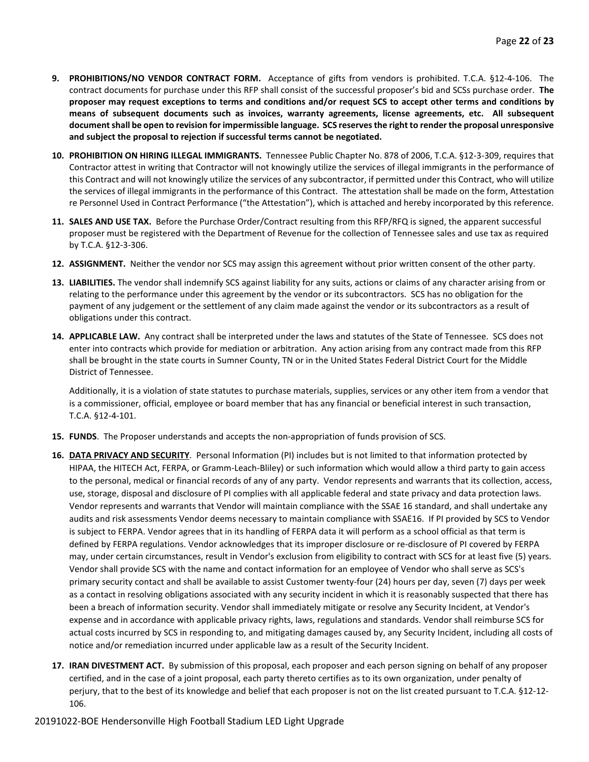9. **PROHIBITIONS/NO VENDOR CONTRACT FORM.** Acceptance of gifts from vendors is prohibited. T.C.A. §12-4-106. The contract documents for purchase under this RFP shall consist of the successful proposer's bid and SCSs purchase order. **The proposer may request exceptions to terms and conditions and/or request SCS to accept other terms and conditions by means of subsequent documents such as invoices, warranty agreements, license agreements, etc. All subsequent document shall be open to revision for impermissible language. SCS reserves the right to render the proposal unresponsive and subject the proposal to rejection if successful terms cannot be negotiated.**

10. **PROHIBITION ON HIRING ILLEGAL IMMIGRANTS.** Tennessee Public Chapter No. 878 of 2006, T.C.A. §12-3-309, requires that Contractor attest in writing that Contractor will not knowingly utilize the services of illegal immigrants in the performance of this Contract and will not knowingly utilize the services of any subcontractor, if permitted under this Contract, who will utilize the services of illegal immigrants in the performance of this Contract. The attestation shall be made on the form, Attestation re Personnel Used in Contract Performance ("the Attestation"), which is attached and hereby incorporated by this reference.

11. **SALES AND USE TAX.** Before the Purchase Order/Contract resulting from this RFP/RFQ is signed, the apparent successful proposer must be registered with the Department of Revenue for the collection of Tennessee sales and use tax as required by T.C.A. §12-3-306.

12. **ASSIGNMENT.** Neither the vendor nor SCS may assign this agreement without prior written consent of the other party.

13. **LIABILITIES.** The vendor shall indemnify SCS against liability for any suits, actions or claims of any character arising from or relating to the performance under this agreement by the vendor or its subcontractors. SCS has no obligation for the payment of any judgement or the settlement of any claim made against the vendor or its subcontractors as a result of obligations under this contract.

14. **APPLICABLE LAW.** Any contract shall be interpreted under the laws and statutes of the State of Tennessee. SCS does not enter into contracts which provide for mediation or arbitration. Any action arising from any contract made from this RFP shall be brought in the state courts in Sumner County, TN or in the United States Federal District Court for the Middle District of Tennessee.

    Additionally, it is a violation of state statutes to purchase materials, supplies, services or any other item from a vendor that is a commissioner, official, employee or board member that has any financial or beneficial interest in such transaction, T.C.A. §12-4-101.

15. **FUNDS**. The Proposer understands and accepts the non-appropriation of funds provision of SCS.

16. **DATA PRIVACY AND SECURITY**. Personal Information (PI) includes but is not limited to that information protected by HIPAA, the HITECH Act, FERPA, or Gramm-Leach-Bliley) or such information which would allow a third party to gain access to the personal, medical or financial records of any of any party. Vendor represents and warrants that its collection, access, use, storage, disposal and disclosure of PI complies with all applicable federal and state privacy and data protection laws. Vendor represents and warrants that Vendor will maintain compliance with the SSAE 16 standard, and shall undertake any audits and risk assessments Vendor deems necessary to maintain compliance with SSAE16. If PI provided by SCS to Vendor is subject to FERPA. Vendor agrees that in its handling of FERPA data it will perform as a school official as that term is defined by FERPA regulations. Vendor acknowledges that its improper disclosure or re-disclosure of PI covered by FERPA may, under certain circumstances, result in Vendor's exclusion from eligibility to contract with SCS for at least five (5) years. Vendor shall provide SCS with the name and contact information for an employee of Vendor who shall serve as SCS's primary security contact and shall be available to assist Customer twenty-four (24) hours per day, seven (7) days per week as a contact in resolving obligations associated with any security incident in which it is reasonably suspected that there has been a breach of information security. Vendor shall immediately mitigate or resolve any Security Incident, at Vendor's expense and in accordance with applicable privacy rights, laws, regulations and standards. Vendor shall reimburse SCS for actual costs incurred by SCS in responding to, and mitigating damages caused by, any Security Incident, including all costs of notice and/or remediation incurred under applicable law as a result of the Security Incident.

17. **IRAN DIVESTMENT ACT.** By submission of this proposal, each proposer and each person signing on behalf of any proposer certified, and in the case of a joint proposal, each party thereto certifies as to its own organization, under penalty of perjury, that to the best of its knowledge and belief that each proposer is not on the list created pursuant to T.C.A. §12-12-106.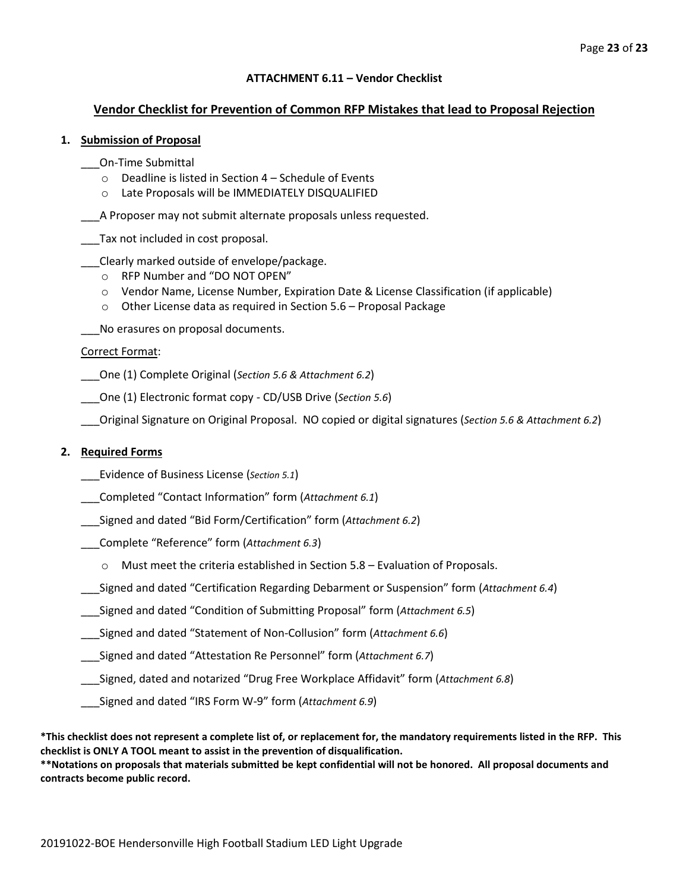**ATTACHMENT 6.11 – Vendor Checklist**

## Vendor Checklist for Prevention of Common RFP Mistakes that lead to Proposal Rejection

### 1. Submission of Proposal

___On-Time Submittal
- Deadline is listed in Section 4 – Schedule of Events
- Late Proposals will be IMMEDIATELY DISQUALIFIED

___A Proposer may not submit alternate proposals unless requested.

___Tax not included in cost proposal.

___Clearly marked outside of envelope/package.
- RFP Number and "DO NOT OPEN"
- Vendor Name, License Number, Expiration Date & License Classification (if applicable)
- Other License data as required in Section 5.6 – Proposal Package

___No erasures on proposal documents.

Correct Format:

___One (1) Complete Original (*Section 5.6 & Attachment 6.2*)

___One (1) Electronic format copy - CD/USB Drive (*Section 5.6*)

___Original Signature on Original Proposal. NO copied or digital signatures (*Section 5.6 & Attachment 6.2*)

### 2. Required Forms

___Evidence of Business License (*Section 5.1*)

___Completed "Contact Information" form (*Attachment 6.1*)

___Signed and dated "Bid Form/Certification" form (*Attachment 6.2*)

___Complete "Reference" form (*Attachment 6.3*)
- Must meet the criteria established in Section 5.8 – Evaluation of Proposals.

___Signed and dated "Certification Regarding Debarment or Suspension" form (*Attachment 6.4*)

___Signed and dated "Condition of Submitting Proposal" form (*Attachment 6.5*)

___Signed and dated "Statement of Non-Collusion" form (*Attachment 6.6*)

___Signed and dated "Attestation Re Personnel" form (*Attachment 6.7*)

___Signed, dated and notarized "Drug Free Workplace Affidavit" form (*Attachment 6.8*)

___Signed and dated "IRS Form W-9" form (*Attachment 6.9*)

**\*This checklist does not represent a complete list of, or replacement for, the mandatory requirements listed in the RFP. This checklist is ONLY A TOOL meant to assist in the prevention of disqualification.**
**\*\*Notations on proposals that materials submitted be kept confidential will not be honored. All proposal documents and contracts become public record.**